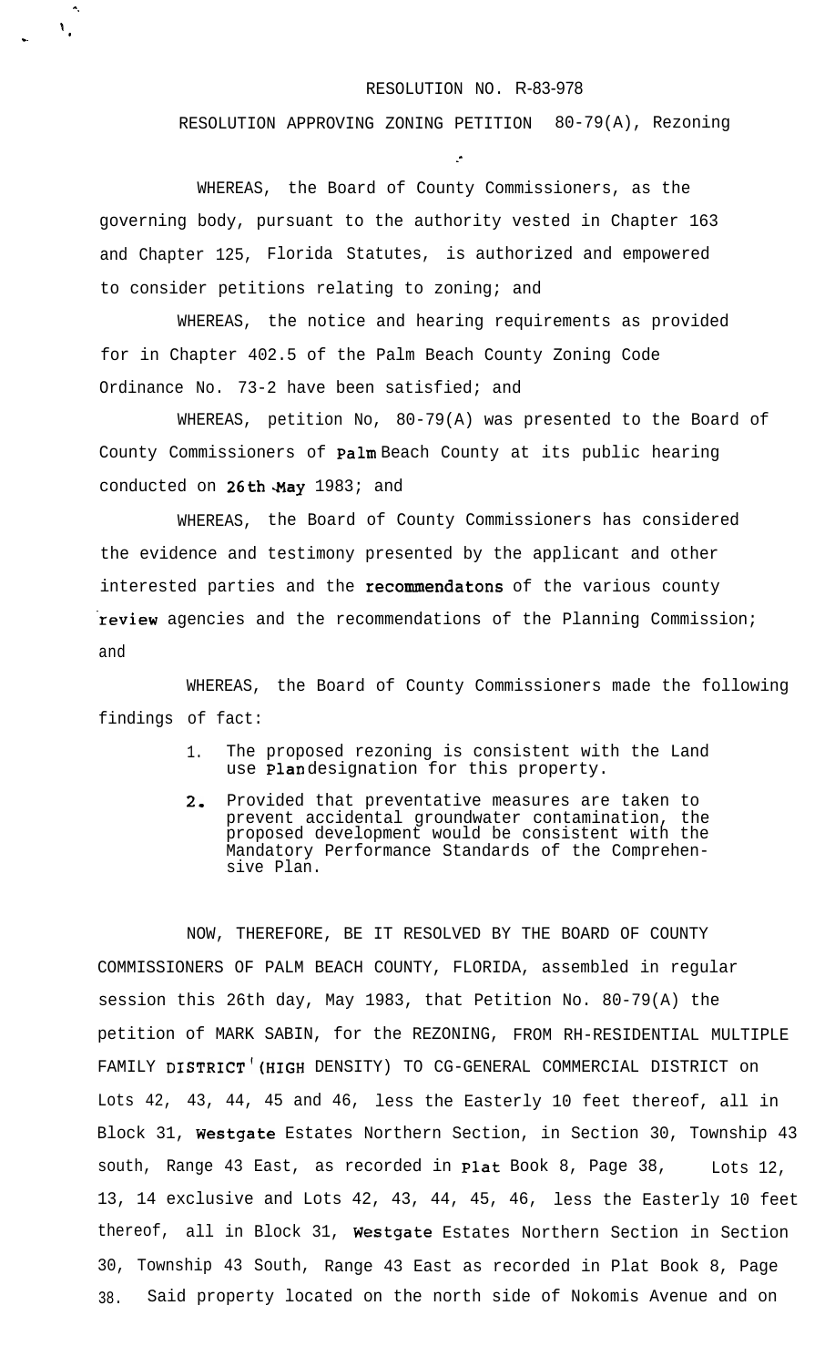RESOLUTION NO. R-83-978

RESOLUTION APPROVING ZONING PETITION 80-79(A), Rezoning

WHEREAS, the Board of County Commissioners, as the governing body, pursuant to the authority vested in Chapter 163 and Chapter 125, Florida Statutes, is authorized and empowered to consider petitions relating to zoning; and

WHEREAS, the notice and hearing requirements as provided for in Chapter 402.5 of the Palm Beach County Zoning Code Ordinance No. 73-2 have been satisfied; and

WHEREAS, petition No, 80-79(A) was presented to the Board of County Commissioners of Palm Beach County at its public hearing conducted on 26th May 1983; and

WHEREAS, the Board of County Commissioners has considered the evidence and testimony presented by the applicant and other interested parties and the recommendatons of the various county review agencies and the recommendations of the Planning Commission; and

WHEREAS, the Board of County Commissioners made the following findings of fact:

1. The proposed rezoning is consistent with the Land use Plan designation for this property.
2. Provided that preventative measures are taken to prevent accidental groundwater contamination, the proposed development would be consistent with the Mandatory Performance Standards of the Comprehensive Plan.

NOW, THEREFORE, BE IT RESOLVED BY THE BOARD OF COUNTY COMMISSIONERS OF PALM BEACH COUNTY, FLORIDA, assembled in regular session this 26th day, May 1983, that Petition No. 80-79(A) the petition of MARK SABIN, for the REZONING, FROM RH-RESIDENTIAL MULTIPLE FAMILY DISTRICT (HIGH DENSITY) TO CG-GENERAL COMMERCIAL DISTRICT on Lots 42, 43, 44, 45 and 46, less the Easterly 10 feet thereof, all in Block 31, Westgate Estates Northern Section, in Section 30, Township 43 south, Range 43 East, as recorded in Plat Book 8, Page 38, Lots 12, 13, 14 exclusive and Lots 42, 43, 44, 45, 46, less the Easterly 10 feet thereof, all in Block 31, Westgate Estates Northern Section in Section 30, Township 43 South, Range 43 East as recorded in Plat Book 8, Page 38. Said property located on the north side of Nokomis Avenue and on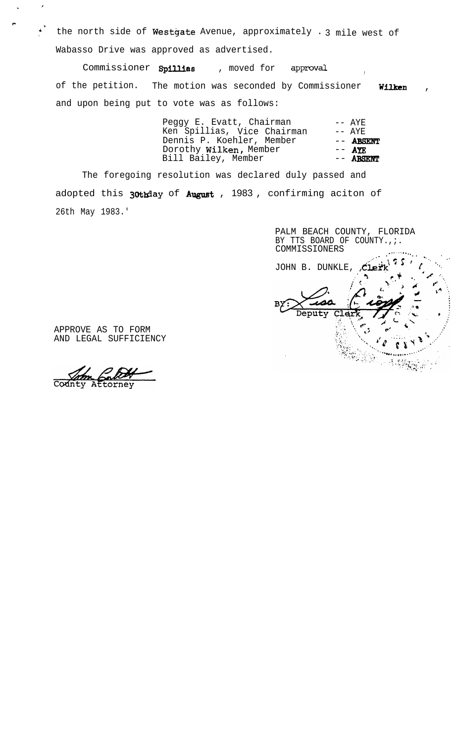the north side of Westgate Avenue, approximately .3 mile west of Wabasso Drive was approved as advertised.

Commissioner **Spillias**, moved for approval of the petition. The motion was seconded by Commissioner **Wilken**, and upon being put to vote was as follows:

| | |
|---|---|
| Peggy E. Evatt, Chairman | -- AYE |
| Ken Spillias, Vice Chairman | -- AYE |
| Dennis P. Koehler, Member | -- **ABSENT** |
| Dorothy Wilken, Member | -- **AYE** |
| Bill Bailey, Member | -- **ABSENT** |

The foregoing resolution was declared duly passed and adopted this **30th** day of **August**, 1983, confirming aciton of 26th May 1983.'

PALM BEACH COUNTY, FLORIDA
BY TTS BOARD OF COUNTY.,;.
COMMISSIONERS

JOHN B. DUNKLE, Clerk

BY: Deputy Clerk

APPROVE AS TO FORM
AND LEGAL SUFFICIENCY

County Attorney